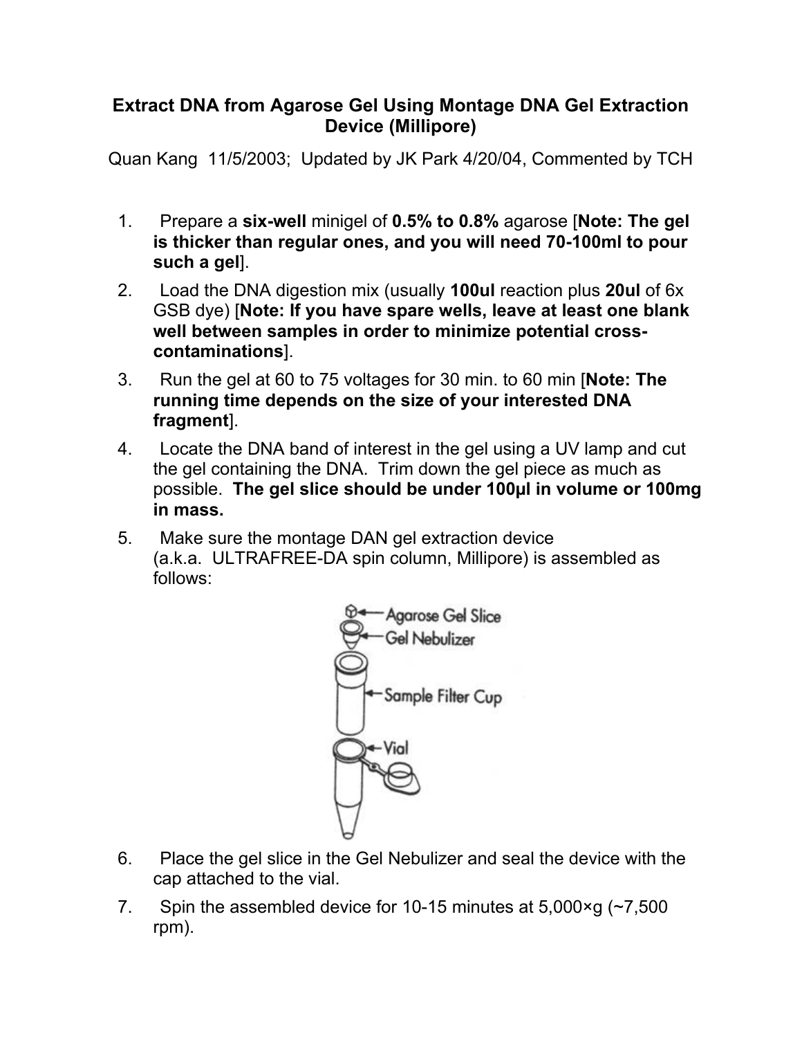# Extract DNA from Agarose Gel Using Montage DNA Gel Extraction Device (Millipore)

Quan Kang 11/5/2003; Updated by JK Park 4/20/04, Commented by TCH

1. Prepare a **six-well** minigel of **0.5% to 0.8%** agarose [**Note: The gel is thicker than regular ones, and you will need 70-100ml to pour such a gel**].
2. Load the DNA digestion mix (usually **100ul** reaction plus **20ul** of 6x GSB dye) [**Note: If you have spare wells, leave at least one blank well between samples in order to minimize potential cross-contaminations**].
3. Run the gel at 60 to 75 voltages for 30 min. to 60 min [**Note: The running time depends on the size of your interested DNA fragment**].
4. Locate the DNA band of interest in the gel using a UV lamp and cut the gel containing the DNA. Trim down the gel piece as much as possible. **The gel slice should be under 100μl in volume or 100mg in mass.**
5. Make sure the montage DAN gel extraction device (a.k.a. ULTRAFREE-DA spin column, Millipore) is assembled as follows:

Agarose Gel Slice
Gel Nebulizer
Sample Filter Cup
Vial

6. Place the gel slice in the Gel Nebulizer and seal the device with the cap attached to the vial.
7. Spin the assembled device for 10-15 minutes at 5,000×g (~7,500 rpm).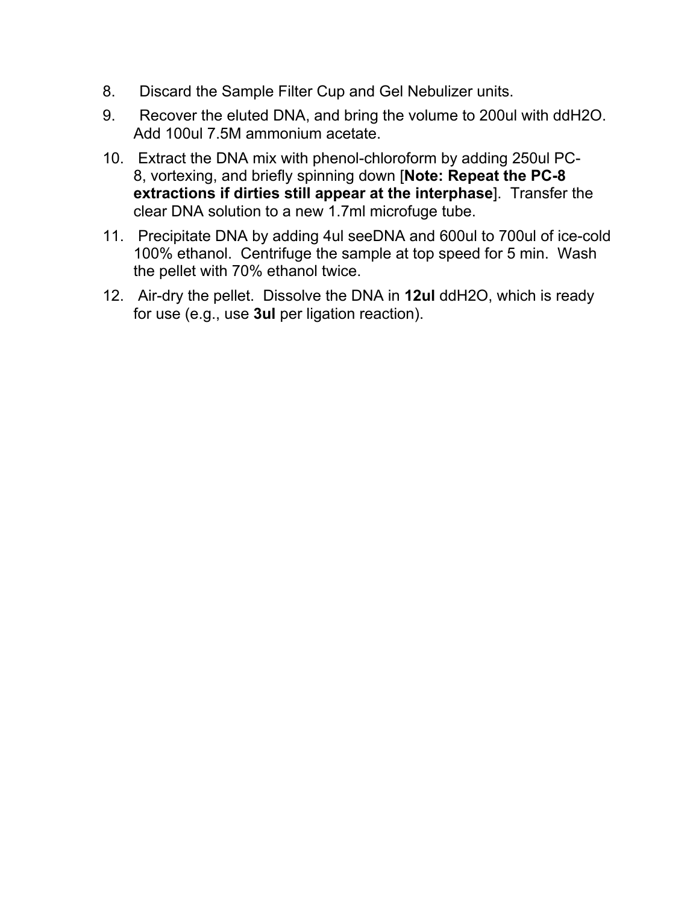8. Discard the Sample Filter Cup and Gel Nebulizer units.
9. Recover the eluted DNA, and bring the volume to 200ul with ddH2O. Add 100ul 7.5M ammonium acetate.
10. Extract the DNA mix with phenol-chloroform by adding 250ul PC-8, vortexing, and briefly spinning down [**Note: Repeat the PC-8 extractions if dirties still appear at the interphase**]. Transfer the clear DNA solution to a new 1.7ml microfuge tube.
11. Precipitate DNA by adding 4ul seeDNA and 600ul to 700ul of ice-cold 100% ethanol. Centrifuge the sample at top speed for 5 min. Wash the pellet with 70% ethanol twice.
12. Air-dry the pellet. Dissolve the DNA in **12ul** ddH2O, which is ready for use (e.g., use **3ul** per ligation reaction).